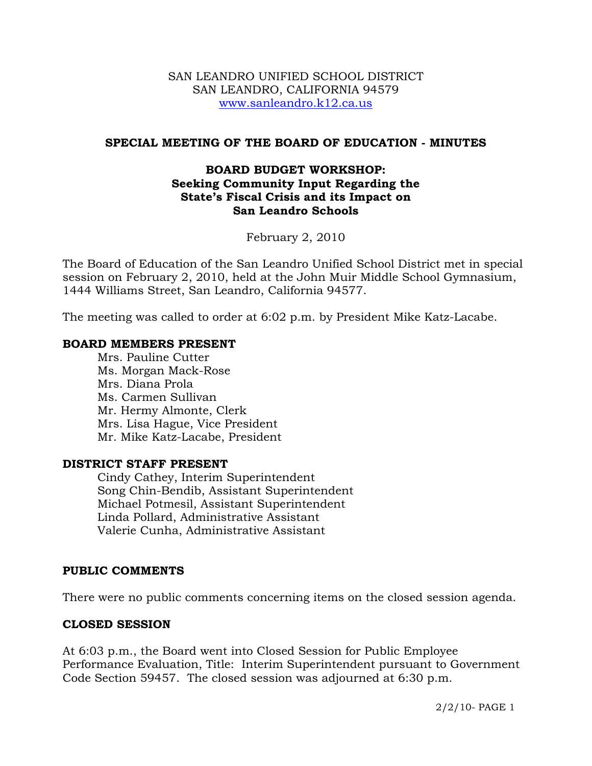SAN LEANDRO UNIFIED SCHOOL DISTRICT
SAN LEANDRO, CALIFORNIA 94579
www.sanleandro.k12.ca.us

## SPECIAL MEETING OF THE BOARD OF EDUCATION - MINUTES

### BOARD BUDGET WORKSHOP: Seeking Community Input Regarding the State's Fiscal Crisis and its Impact on San Leandro Schools

February 2, 2010

The Board of Education of the San Leandro Unified School District met in special session on February 2, 2010, held at the John Muir Middle School Gymnasium, 1444 Williams Street, San Leandro, California 94577.

The meeting was called to order at 6:02 p.m. by President Mike Katz-Lacabe.

**BOARD MEMBERS PRESENT**

Mrs. Pauline Cutter
Ms. Morgan Mack-Rose
Mrs. Diana Prola
Ms. Carmen Sullivan
Mr. Hermy Almonte, Clerk
Mrs. Lisa Hague, Vice President
Mr. Mike Katz-Lacabe, President

**DISTRICT STAFF PRESENT**

Cindy Cathey, Interim Superintendent
Song Chin-Bendib, Assistant Superintendent
Michael Potmesil, Assistant Superintendent
Linda Pollard, Administrative Assistant
Valerie Cunha, Administrative Assistant

**PUBLIC COMMENTS**

There were no public comments concerning items on the closed session agenda.

**CLOSED SESSION**

At 6:03 p.m., the Board went into Closed Session for Public Employee Performance Evaluation, Title: Interim Superintendent pursuant to Government Code Section 59457. The closed session was adjourned at 6:30 p.m.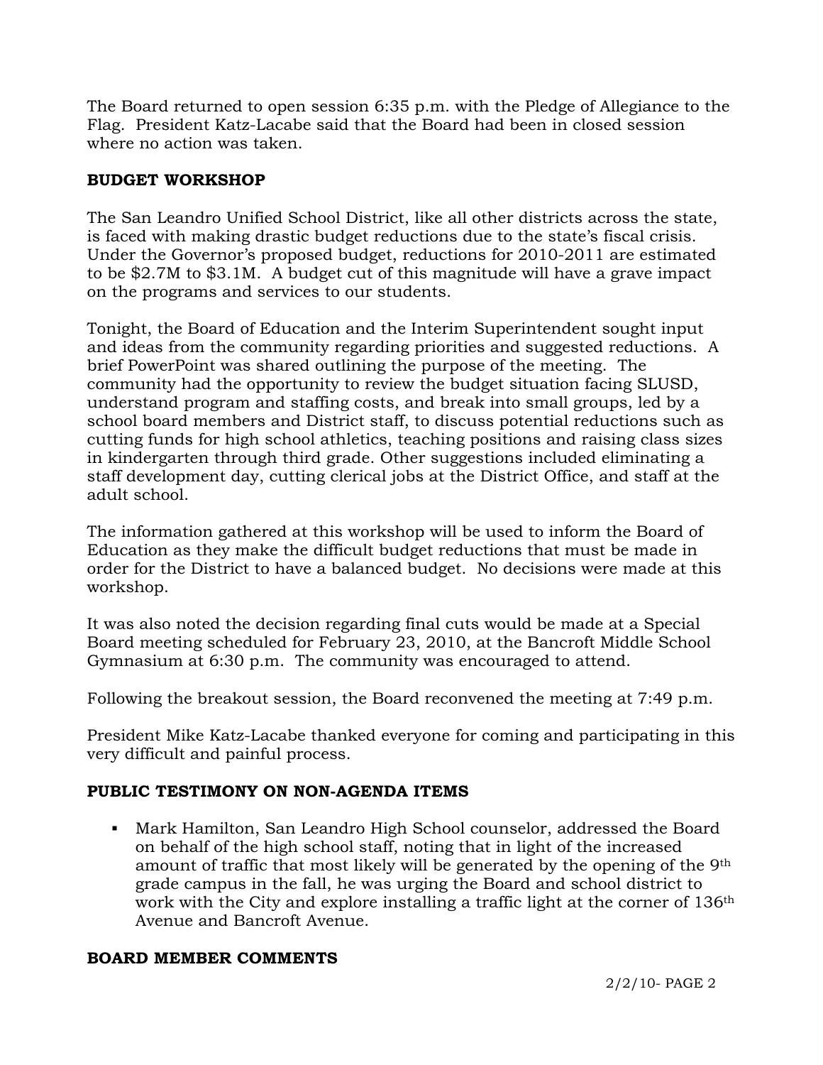The Board returned to open session 6:35 p.m. with the Pledge of Allegiance to the Flag. President Katz-Lacabe said that the Board had been in closed session where no action was taken.

**BUDGET WORKSHOP**

The San Leandro Unified School District, like all other districts across the state, is faced with making drastic budget reductions due to the state's fiscal crisis. Under the Governor's proposed budget, reductions for 2010-2011 are estimated to be $2.7M to $3.1M. A budget cut of this magnitude will have a grave impact on the programs and services to our students.

Tonight, the Board of Education and the Interim Superintendent sought input and ideas from the community regarding priorities and suggested reductions. A brief PowerPoint was shared outlining the purpose of the meeting. The community had the opportunity to review the budget situation facing SLUSD, understand program and staffing costs, and break into small groups, led by a school board members and District staff, to discuss potential reductions such as cutting funds for high school athletics, teaching positions and raising class sizes in kindergarten through third grade. Other suggestions included eliminating a staff development day, cutting clerical jobs at the District Office, and staff at the adult school.

The information gathered at this workshop will be used to inform the Board of Education as they make the difficult budget reductions that must be made in order for the District to have a balanced budget. No decisions were made at this workshop.

It was also noted the decision regarding final cuts would be made at a Special Board meeting scheduled for February 23, 2010, at the Bancroft Middle School Gymnasium at 6:30 p.m. The community was encouraged to attend.

Following the breakout session, the Board reconvened the meeting at 7:49 p.m.

President Mike Katz-Lacabe thanked everyone for coming and participating in this very difficult and painful process.

**PUBLIC TESTIMONY ON NON-AGENDA ITEMS**

- Mark Hamilton, San Leandro High School counselor, addressed the Board on behalf of the high school staff, noting that in light of the increased amount of traffic that most likely will be generated by the opening of the 9th grade campus in the fall, he was urging the Board and school district to work with the City and explore installing a traffic light at the corner of 136th Avenue and Bancroft Avenue.

**BOARD MEMBER COMMENTS**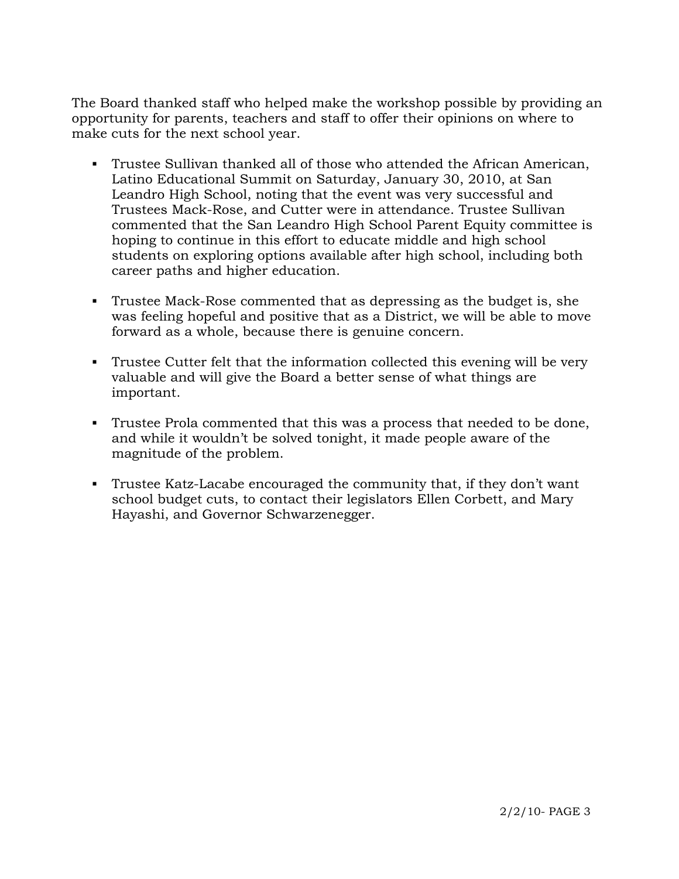The Board thanked staff who helped make the workshop possible by providing an opportunity for parents, teachers and staff to offer their opinions on where to make cuts for the next school year.

- Trustee Sullivan thanked all of those who attended the African American, Latino Educational Summit on Saturday, January 30, 2010, at San Leandro High School, noting that the event was very successful and Trustees Mack-Rose, and Cutter were in attendance. Trustee Sullivan commented that the San Leandro High School Parent Equity committee is hoping to continue in this effort to educate middle and high school students on exploring options available after high school, including both career paths and higher education.

- Trustee Mack-Rose commented that as depressing as the budget is, she was feeling hopeful and positive that as a District, we will be able to move forward as a whole, because there is genuine concern.

- Trustee Cutter felt that the information collected this evening will be very valuable and will give the Board a better sense of what things are important.

- Trustee Prola commented that this was a process that needed to be done, and while it wouldn't be solved tonight, it made people aware of the magnitude of the problem.

- Trustee Katz-Lacabe encouraged the community that, if they don't want school budget cuts, to contact their legislators Ellen Corbett, and Mary Hayashi, and Governor Schwarzenegger.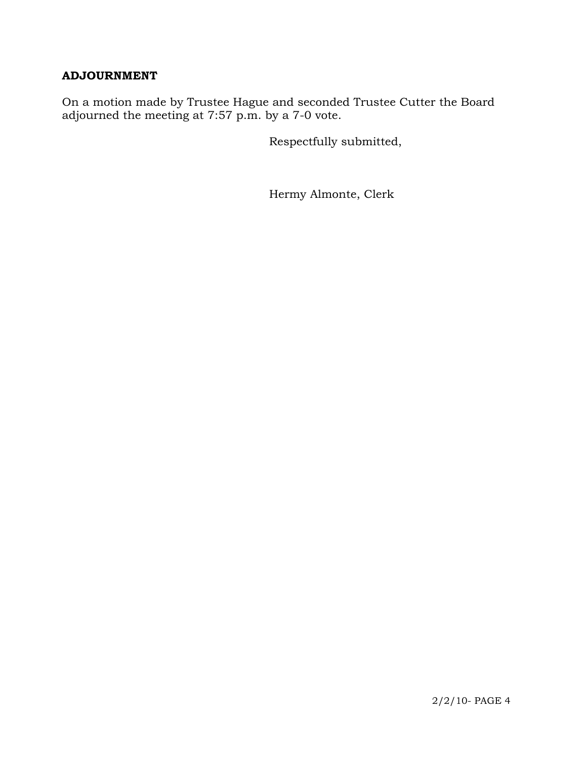**ADJOURNMENT**

On a motion made by Trustee Hague and seconded Trustee Cutter the Board adjourned the meeting at 7:57 p.m. by a 7-0 vote.

Respectfully submitted,

Hermy Almonte, Clerk